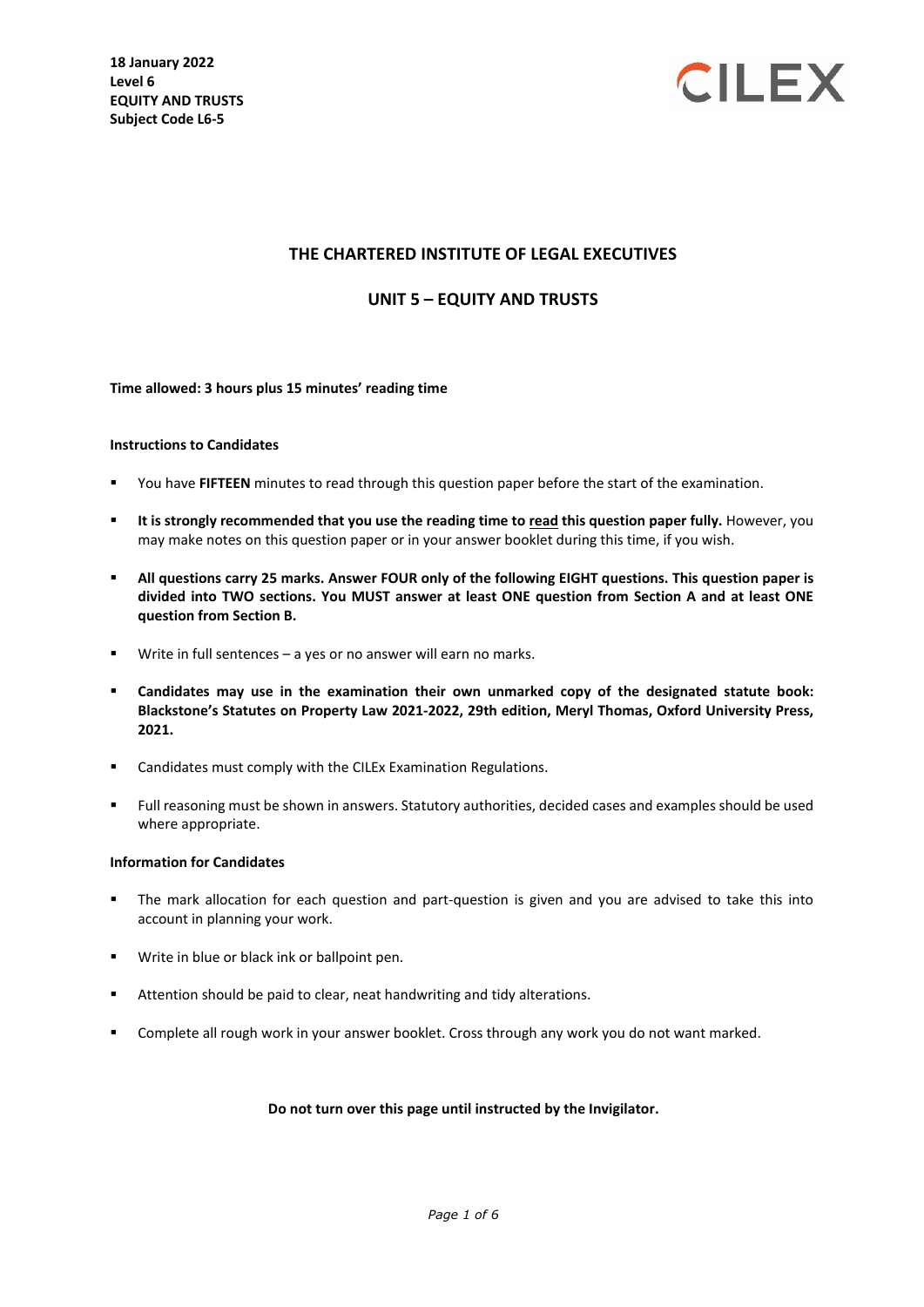**18 January 2022**
**Level 6**
**EQUITY AND TRUSTS**
**Subject Code L6-5**

CILEX

## THE CHARTERED INSTITUTE OF LEGAL EXECUTIVES

## UNIT 5 – EQUITY AND TRUSTS

**Time allowed: 3 hours plus 15 minutes' reading time**

**Instructions to Candidates**

- You have **FIFTEEN** minutes to read through this question paper before the start of the examination.
- **It is strongly recommended that you use the reading time to read this question paper fully.** However, you may make notes on this question paper or in your answer booklet during this time, if you wish.
- **All questions carry 25 marks. Answer FOUR only of the following EIGHT questions. This question paper is divided into TWO sections. You MUST answer at least ONE question from Section A and at least ONE question from Section B.**
- Write in full sentences – a yes or no answer will earn no marks.
- **Candidates may use in the examination their own unmarked copy of the designated statute book: Blackstone's Statutes on Property Law 2021-2022, 29th edition, Meryl Thomas, Oxford University Press, 2021.**
- Candidates must comply with the CILEx Examination Regulations.
- Full reasoning must be shown in answers. Statutory authorities, decided cases and examples should be used where appropriate.

**Information for Candidates**

- The mark allocation for each question and part-question is given and you are advised to take this into account in planning your work.
- Write in blue or black ink or ballpoint pen.
- Attention should be paid to clear, neat handwriting and tidy alterations.
- Complete all rough work in your answer booklet. Cross through any work you do not want marked.

**Do not turn over this page until instructed by the Invigilator.**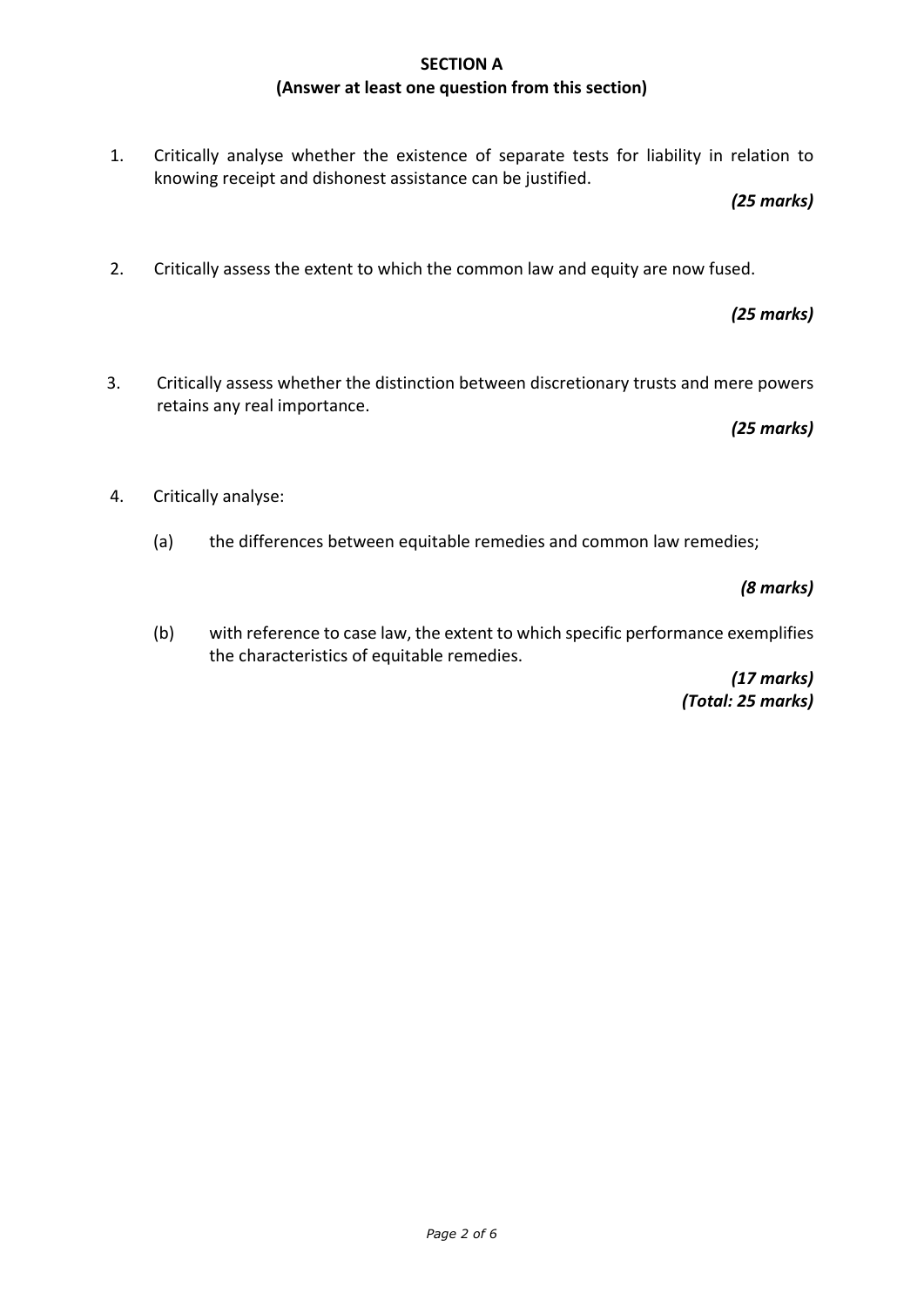## SECTION A

**(Answer at least one question from this section)**

1. Critically analyse whether the existence of separate tests for liability in relation to knowing receipt and dishonest assistance can be justified.

   ***(25 marks)***

2. Critically assess the extent to which the common law and equity are now fused.

   ***(25 marks)***

3. Critically assess whether the distinction between discretionary trusts and mere powers retains any real importance.

   ***(25 marks)***

4. Critically analyse:

   (a) the differences between equitable remedies and common law remedies;

   ***(8 marks)***

   (b) with reference to case law, the extent to which specific performance exemplifies the characteristics of equitable remedies.

   ***(17 marks)***
   ***(Total: 25 marks)***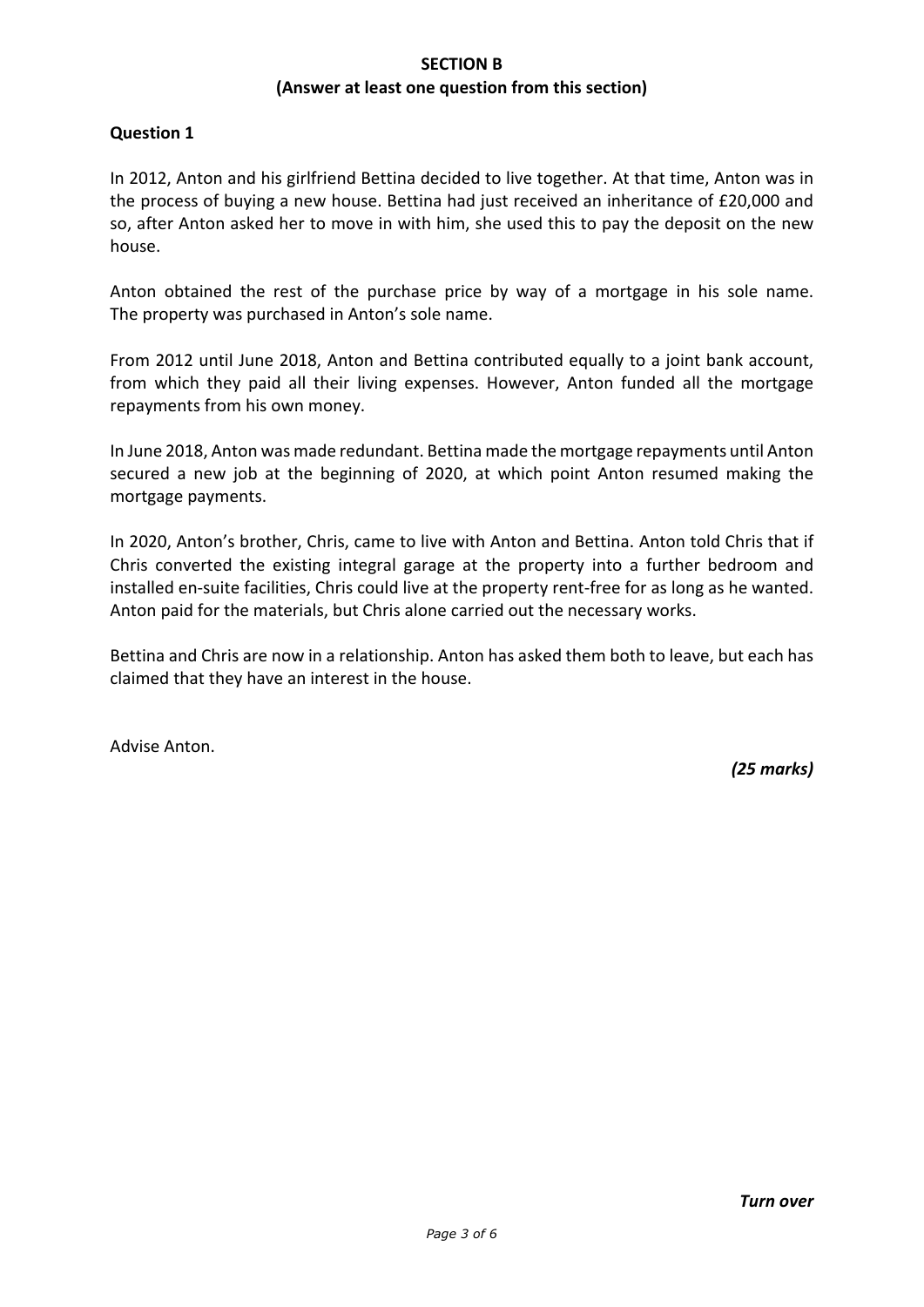**SECTION B**

**(Answer at least one question from this section)**

**Question 1**

In 2012, Anton and his girlfriend Bettina decided to live together. At that time, Anton was in the process of buying a new house. Bettina had just received an inheritance of £20,000 and so, after Anton asked her to move in with him, she used this to pay the deposit on the new house.

Anton obtained the rest of the purchase price by way of a mortgage in his sole name. The property was purchased in Anton's sole name.

From 2012 until June 2018, Anton and Bettina contributed equally to a joint bank account, from which they paid all their living expenses. However, Anton funded all the mortgage repayments from his own money.

In June 2018, Anton was made redundant. Bettina made the mortgage repayments until Anton secured a new job at the beginning of 2020, at which point Anton resumed making the mortgage payments.

In 2020, Anton's brother, Chris, came to live with Anton and Bettina. Anton told Chris that if Chris converted the existing integral garage at the property into a further bedroom and installed en-suite facilities, Chris could live at the property rent-free for as long as he wanted. Anton paid for the materials, but Chris alone carried out the necessary works.

Bettina and Chris are now in a relationship. Anton has asked them both to leave, but each has claimed that they have an interest in the house.

Advise Anton.

*(25 marks)*

***Turn over***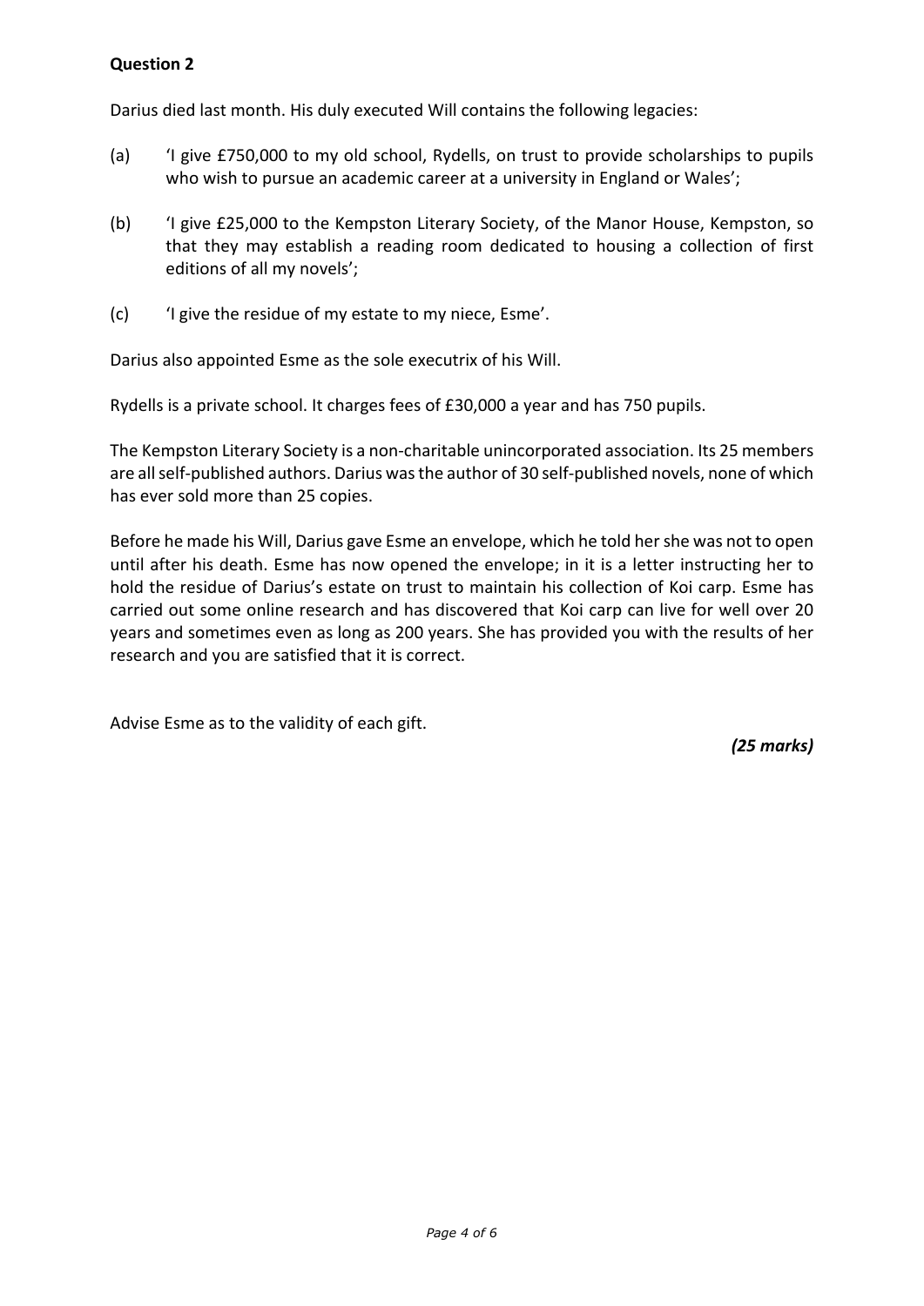**Question 2**

Darius died last month. His duly executed Will contains the following legacies:

(a) 'I give £750,000 to my old school, Rydells, on trust to provide scholarships to pupils who wish to pursue an academic career at a university in England or Wales';

(b) 'I give £25,000 to the Kempston Literary Society, of the Manor House, Kempston, so that they may establish a reading room dedicated to housing a collection of first editions of all my novels';

(c) 'I give the residue of my estate to my niece, Esme'.

Darius also appointed Esme as the sole executrix of his Will.

Rydells is a private school. It charges fees of £30,000 a year and has 750 pupils.

The Kempston Literary Society is a non-charitable unincorporated association. Its 25 members are all self-published authors. Darius was the author of 30 self-published novels, none of which has ever sold more than 25 copies.

Before he made his Will, Darius gave Esme an envelope, which he told her she was not to open until after his death. Esme has now opened the envelope; in it is a letter instructing her to hold the residue of Darius's estate on trust to maintain his collection of Koi carp. Esme has carried out some online research and has discovered that Koi carp can live for well over 20 years and sometimes even as long as 200 years. She has provided you with the results of her research and you are satisfied that it is correct.

Advise Esme as to the validity of each gift.

*(25 marks)*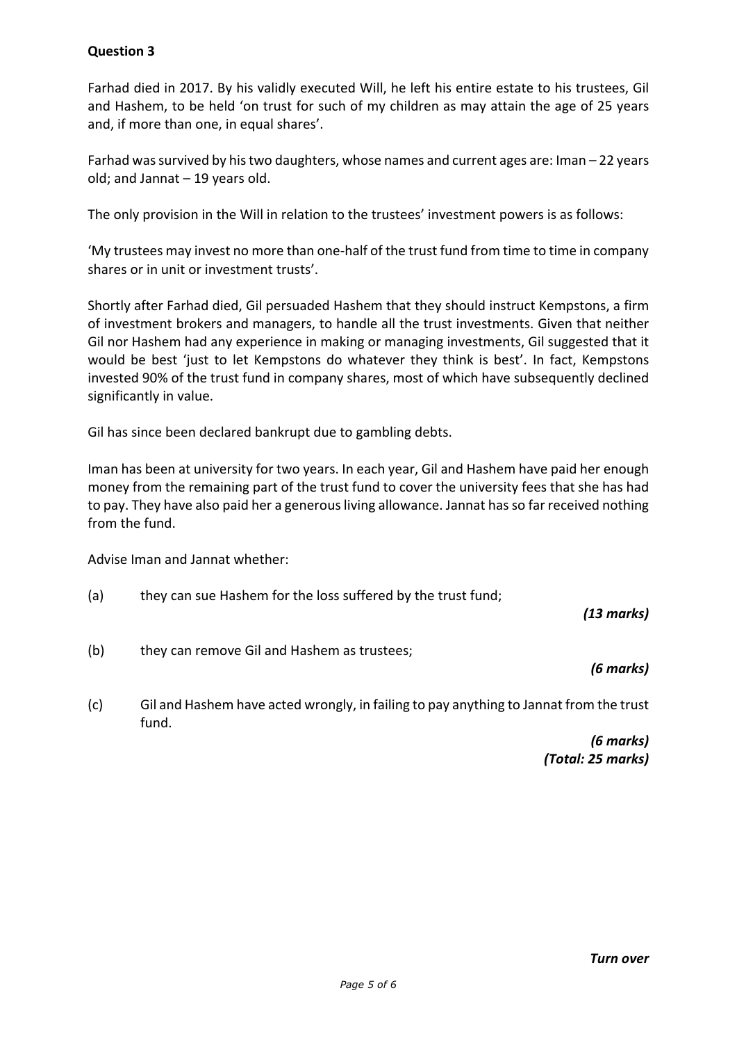**Question 3**

Farhad died in 2017. By his validly executed Will, he left his entire estate to his trustees, Gil and Hashem, to be held 'on trust for such of my children as may attain the age of 25 years and, if more than one, in equal shares'.

Farhad was survived by his two daughters, whose names and current ages are: Iman – 22 years old; and Jannat – 19 years old.

The only provision in the Will in relation to the trustees' investment powers is as follows:

'My trustees may invest no more than one-half of the trust fund from time to time in company shares or in unit or investment trusts'.

Shortly after Farhad died, Gil persuaded Hashem that they should instruct Kempstons, a firm of investment brokers and managers, to handle all the trust investments. Given that neither Gil nor Hashem had any experience in making or managing investments, Gil suggested that it would be best 'just to let Kempstons do whatever they think is best'. In fact, Kempstons invested 90% of the trust fund in company shares, most of which have subsequently declined significantly in value.

Gil has since been declared bankrupt due to gambling debts.

Iman has been at university for two years. In each year, Gil and Hashem have paid her enough money from the remaining part of the trust fund to cover the university fees that she has had to pay. They have also paid her a generous living allowance. Jannat has so far received nothing from the fund.

Advise Iman and Jannat whether:

(a) they can sue Hashem for the loss suffered by the trust fund;

*(13 marks)*

(b) they can remove Gil and Hashem as trustees;

*(6 marks)*

(c) Gil and Hashem have acted wrongly, in failing to pay anything to Jannat from the trust fund.

*(6 marks)*
*(Total: 25 marks)*

***Turn over***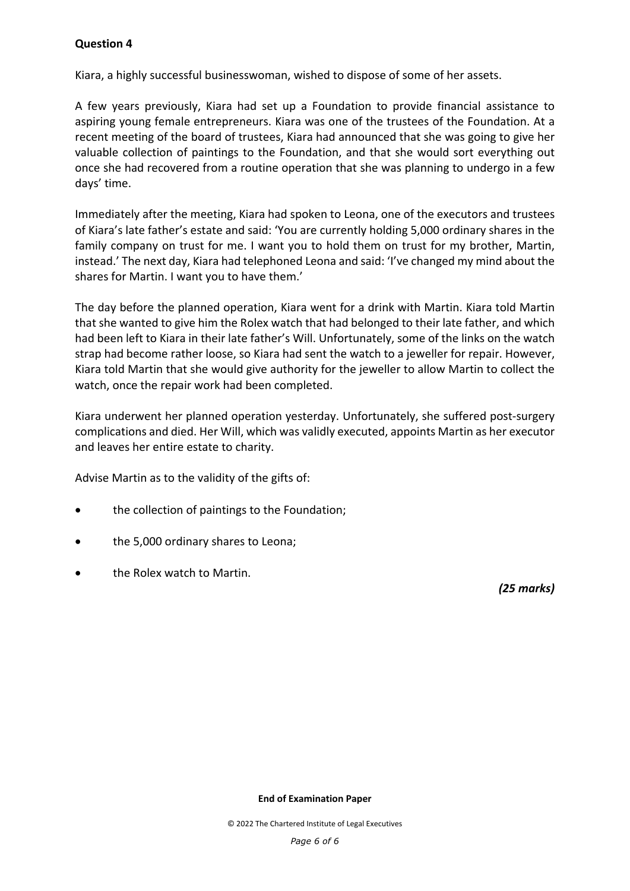**Question 4**

Kiara, a highly successful businesswoman, wished to dispose of some of her assets.

A few years previously, Kiara had set up a Foundation to provide financial assistance to aspiring young female entrepreneurs. Kiara was one of the trustees of the Foundation. At a recent meeting of the board of trustees, Kiara had announced that she was going to give her valuable collection of paintings to the Foundation, and that she would sort everything out once she had recovered from a routine operation that she was planning to undergo in a few days' time.

Immediately after the meeting, Kiara had spoken to Leona, one of the executors and trustees of Kiara's late father's estate and said: 'You are currently holding 5,000 ordinary shares in the family company on trust for me. I want you to hold them on trust for my brother, Martin, instead.' The next day, Kiara had telephoned Leona and said: 'I've changed my mind about the shares for Martin. I want you to have them.'

The day before the planned operation, Kiara went for a drink with Martin. Kiara told Martin that she wanted to give him the Rolex watch that had belonged to their late father, and which had been left to Kiara in their late father's Will. Unfortunately, some of the links on the watch strap had become rather loose, so Kiara had sent the watch to a jeweller for repair. However, Kiara told Martin that she would give authority for the jeweller to allow Martin to collect the watch, once the repair work had been completed.

Kiara underwent her planned operation yesterday. Unfortunately, she suffered post-surgery complications and died. Her Will, which was validly executed, appoints Martin as her executor and leaves her entire estate to charity.

Advise Martin as to the validity of the gifts of:

- the collection of paintings to the Foundation;
- the 5,000 ordinary shares to Leona;
- the Rolex watch to Martin.

*(25 marks)*

**End of Examination Paper**

© 2022 The Chartered Institute of Legal Executives